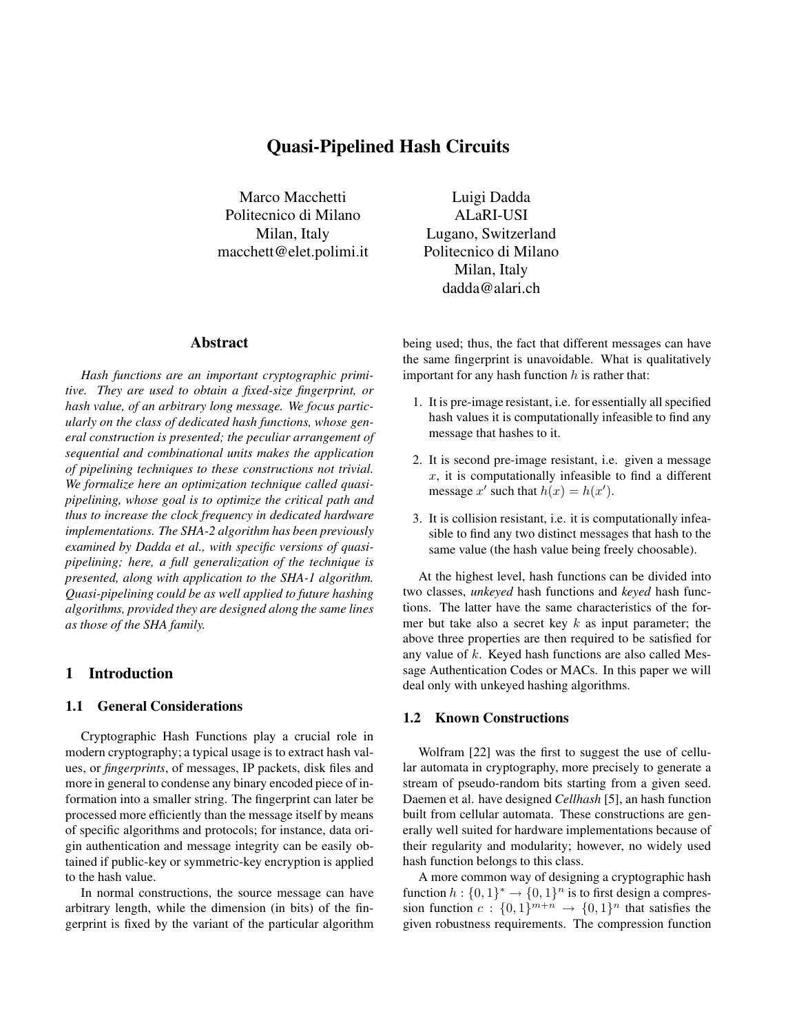# Quasi-Pipelined Hash Circuits

Marco Macchetti
Politecnico di Milano
Milan, Italy
macchett@elet.polimi.it

Luigi Dadda
ALaRI-USI
Lugano, Switzerland
Politecnico di Milano
Milan, Italy
dadda@alari.ch

## Abstract

*Hash functions are an important cryptographic primitive. They are used to obtain a fixed-size fingerprint, or hash value, of an arbitrary long message. We focus particularly on the class of dedicated hash functions, whose general construction is presented; the peculiar arrangement of sequential and combinational units makes the application of pipelining techniques to these constructions not trivial. We formalize here an optimization technique called quasi-pipelining, whose goal is to optimize the critical path and thus to increase the clock frequency in dedicated hardware implementations. The SHA-2 algorithm has been previously examined by Dadda et al., with specific versions of quasi-pipelining; here, a full generalization of the technique is presented, along with application to the SHA-1 algorithm. Quasi-pipelining could be as well applied to future hashing algorithms, provided they are designed along the same lines as those of the SHA family.*

## 1 Introduction

### 1.1 General Considerations

Cryptographic Hash Functions play a crucial role in modern cryptography; a typical usage is to extract hash values, or *fingerprints*, of messages, IP packets, disk files and more in general to condense any binary encoded piece of information into a smaller string. The fingerprint can later be processed more efficiently than the message itself by means of specific algorithms and protocols; for instance, data origin authentication and message integrity can be easily obtained if public-key or symmetric-key encryption is applied to the hash value.

In normal constructions, the source message can have arbitrary length, while the dimension (in bits) of the fingerprint is fixed by the variant of the particular algorithm being used; thus, the fact that different messages can have the same fingerprint is unavoidable. What is qualitatively important for any hash function $h$ is rather that:

1. It is pre-image resistant, i.e. for essentially all specified hash values it is computationally infeasible to find any message that hashes to it.
2. It is second pre-image resistant, i.e. given a message $x$, it is computationally infeasible to find a different message $x'$ such that $h(x) = h(x')$.
3. It is collision resistant, i.e. it is computationally infeasible to find any two distinct messages that hash to the same value (the hash value being freely choosable).

At the highest level, hash functions can be divided into two classes, *unkeyed* hash functions and *keyed* hash functions. The latter have the same characteristics of the former but take also a secret key $k$ as input parameter; the above three properties are then required to be satisfied for any value of $k$. Keyed hash functions are also called Message Authentication Codes or MACs. In this paper we will deal only with unkeyed hashing algorithms.

### 1.2 Known Constructions

Wolfram [22] was the first to suggest the use of cellular automata in cryptography, more precisely to generate a stream of pseudo-random bits starting from a given seed. Daemen et al. have designed *Cellhash* [5], an hash function built from cellular automata. These constructions are generally well suited for hardware implementations because of their regularity and modularity; however, no widely used hash function belongs to this class.

A more common way of designing a cryptographic hash function $h : \{0,1\}^* \rightarrow \{0,1\}^n$ is to first design a compression function $c : \{0,1\}^{m+n} \rightarrow \{0,1\}^n$ that satisfies the given robustness requirements. The compression function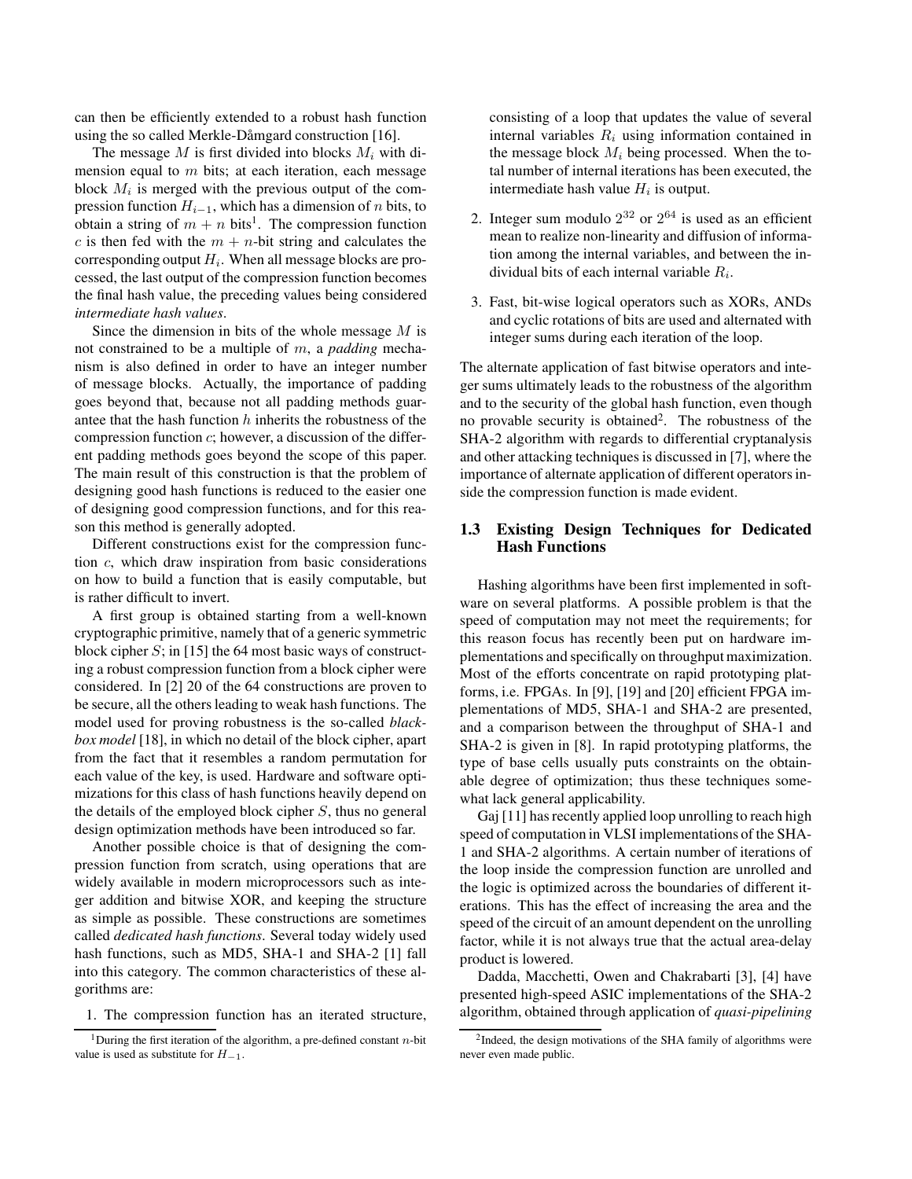can then be efficiently extended to a robust hash function using the so called Merkle-Dåmgard construction [16].

The message $M$ is first divided into blocks $M_i$ with dimension equal to $m$ bits; at each iteration, each message block $M_i$ is merged with the previous output of the compression function $H_{i-1}$, which has a dimension of $n$ bits, to obtain a string of $m + n$ bits[1]. The compression function $c$ is then fed with the $m + n$-bit string and calculates the corresponding output $H_i$. When all message blocks are processed, the last output of the compression function becomes the final hash value, the preceding values being considered *intermediate hash values*.

Since the dimension in bits of the whole message $M$ is not constrained to be a multiple of $m$, a *padding* mechanism is also defined in order to have an integer number of message blocks. Actually, the importance of padding goes beyond that, because not all padding methods guarantee that the hash function $h$ inherits the robustness of the compression function $c$; however, a discussion of the different padding methods goes beyond the scope of this paper. The main result of this construction is that the problem of designing good hash functions is reduced to the easier one of designing good compression functions, and for this reason this method is generally adopted.

Different constructions exist for the compression function $c$, which draw inspiration from basic considerations on how to build a function that is easily computable, but is rather difficult to invert.

A first group is obtained starting from a well-known cryptographic primitive, namely that of a generic symmetric block cipher $S$; in [15] the 64 most basic ways of constructing a robust compression function from a block cipher were considered. In [2] 20 of the 64 constructions are proven to be secure, all the others leading to weak hash functions. The model used for proving robustness is the so-called *black-box model* [18], in which no detail of the block cipher, apart from the fact that it resembles a random permutation for each value of the key, is used. Hardware and software optimizations for this class of hash functions heavily depend on the details of the employed block cipher $S$, thus no general design optimization methods have been introduced so far.

Another possible choice is that of designing the compression function from scratch, using operations that are widely available in modern microprocessors such as integer addition and bitwise XOR, and keeping the structure as simple as possible. These constructions are sometimes called *dedicated hash functions*. Several today widely used hash functions, such as MD5, SHA-1 and SHA-2 [1] fall into this category. The common characteristics of these algorithms are:

1. The compression function has an iterated structure, consisting of a loop that updates the value of several internal variables $R_i$ using information contained in the message block $M_i$ being processed. When the total number of internal iterations has been executed, the intermediate hash value $H_i$ is output.
2. Integer sum modulo $2^{32}$ or $2^{64}$ is used as an efficient mean to realize non-linearity and diffusion of information among the internal variables, and between the individual bits of each internal variable $R_i$.
3. Fast, bit-wise logical operators such as XORs, ANDs and cyclic rotations of bits are used and alternated with integer sums during each iteration of the loop.

The alternate application of fast bitwise operators and integer sums ultimately leads to the robustness of the algorithm and to the security of the global hash function, even though no provable security is obtained[2]. The robustness of the SHA-2 algorithm with regards to differential cryptanalysis and other attacking techniques is discussed in [7], where the importance of alternate application of different operators inside the compression function is made evident.

### 1.3 Existing Design Techniques for Dedicated Hash Functions

Hashing algorithms have been first implemented in software on several platforms. A possible problem is that the speed of computation may not meet the requirements; for this reason focus has recently been put on hardware implementations and specifically on throughput maximization. Most of the efforts concentrate on rapid prototyping platforms, i.e. FPGAs. In [9], [19] and [20] efficient FPGA implementations of MD5, SHA-1 and SHA-2 are presented, and a comparison between the throughput of SHA-1 and SHA-2 is given in [8]. In rapid prototyping platforms, the type of base cells usually puts constraints on the obtainable degree of optimization; thus these techniques somewhat lack general applicability.

Gaj [11] has recently applied loop unrolling to reach high speed of computation in VLSI implementations of the SHA-1 and SHA-2 algorithms. A certain number of iterations of the loop inside the compression function are unrolled and the logic is optimized across the boundaries of different iterations. This has the effect of increasing the area and the speed of the circuit of an amount dependent on the unrolling factor, while it is not always true that the actual area-delay product is lowered.

Dadda, Macchetti, Owen and Chakrabarti [3], [4] have presented high-speed ASIC implementations of the SHA-2 algorithm, obtained through application of *quasi-pipelining*

[1] During the first iteration of the algorithm, a pre-defined constant $n$-bit value is used as substitute for $H_{-1}$.

[2] Indeed, the design motivations of the SHA family of algorithms were never even made public.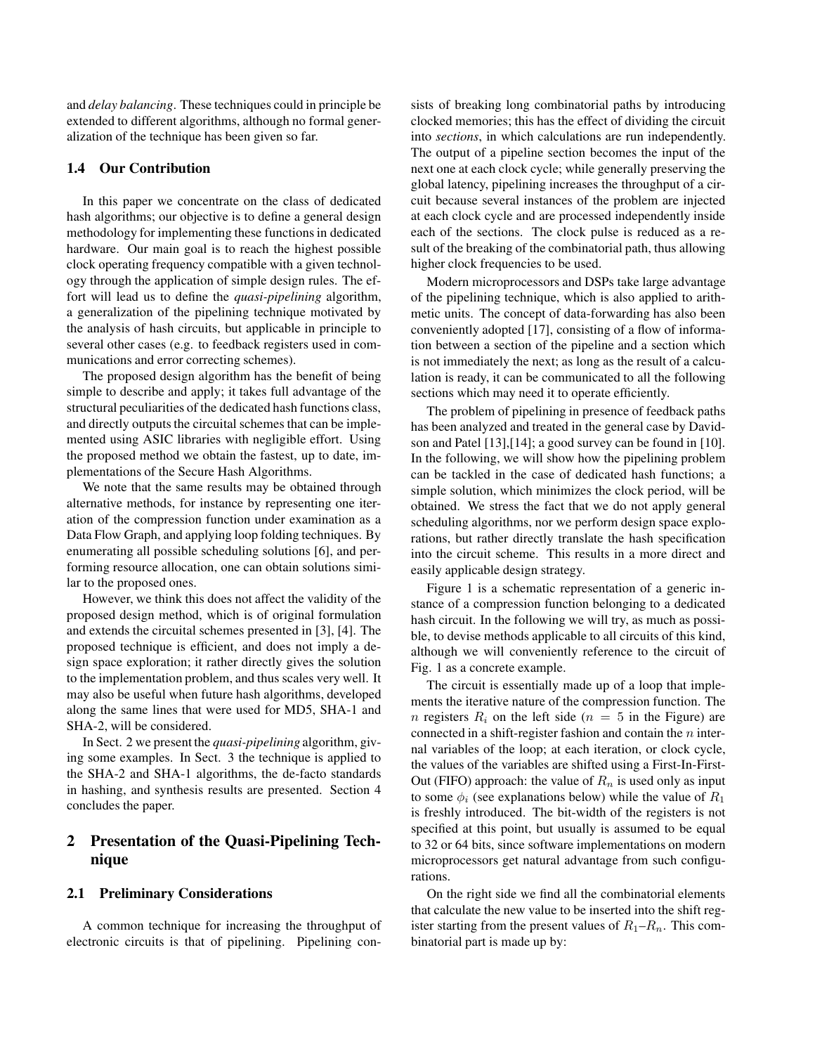and *delay balancing*. These techniques could in principle be extended to different algorithms, although no formal generalization of the technique has been given so far.

### 1.4 Our Contribution

In this paper we concentrate on the class of dedicated hash algorithms; our objective is to define a general design methodology for implementing these functions in dedicated hardware. Our main goal is to reach the highest possible clock operating frequency compatible with a given technology through the application of simple design rules. The effort will lead us to define the *quasi-pipelining* algorithm, a generalization of the pipelining technique motivated by the analysis of hash circuits, but applicable in principle to several other cases (e.g. to feedback registers used in communications and error correcting schemes).

The proposed design algorithm has the benefit of being simple to describe and apply; it takes full advantage of the structural peculiarities of the dedicated hash functions class, and directly outputs the circuital schemes that can be implemented using ASIC libraries with negligible effort. Using the proposed method we obtain the fastest, up to date, implementations of the Secure Hash Algorithms.

We note that the same results may be obtained through alternative methods, for instance by representing one iteration of the compression function under examination as a Data Flow Graph, and applying loop folding techniques. By enumerating all possible scheduling solutions [6], and performing resource allocation, one can obtain solutions similar to the proposed ones.

However, we think this does not affect the validity of the proposed design method, which is of original formulation and extends the circuital schemes presented in [3], [4]. The proposed technique is efficient, and does not imply a design space exploration; it rather directly gives the solution to the implementation problem, and thus scales very well. It may also be useful when future hash algorithms, developed along the same lines that were used for MD5, SHA-1 and SHA-2, will be considered.

In Sect. 2 we present the *quasi-pipelining* algorithm, giving some examples. In Sect. 3 the technique is applied to the SHA-2 and SHA-1 algorithms, the de-facto standards in hashing, and synthesis results are presented. Section 4 concludes the paper.

## 2 Presentation of the Quasi-Pipelining Technique

### 2.1 Preliminary Considerations

A common technique for increasing the throughput of electronic circuits is that of pipelining. Pipelining consists of breaking long combinatorial paths by introducing clocked memories; this has the effect of dividing the circuit into *sections*, in which calculations are run independently. The output of a pipeline section becomes the input of the next one at each clock cycle; while generally preserving the global latency, pipelining increases the throughput of a circuit because several instances of the problem are injected at each clock cycle and are processed independently inside each of the sections. The clock pulse is reduced as a result of the breaking of the combinatorial path, thus allowing higher clock frequencies to be used.

Modern microprocessors and DSPs take large advantage of the pipelining technique, which is also applied to arithmetic units. The concept of data-forwarding has also been conveniently adopted [17], consisting of a flow of information between a section of the pipeline and a section which is not immediately the next; as long as the result of a calculation is ready, it can be communicated to all the following sections which may need it to operate efficiently.

The problem of pipelining in presence of feedback paths has been analyzed and treated in the general case by Davidson and Patel [13],[14]; a good survey can be found in [10]. In the following, we will show how the pipelining problem can be tackled in the case of dedicated hash functions; a simple solution, which minimizes the clock period, will be obtained. We stress the fact that we do not apply general scheduling algorithms, nor we perform design space explorations, but rather directly translate the hash specification into the circuit scheme. This results in a more direct and easily applicable design strategy.

Figure 1 is a schematic representation of a generic instance of a compression function belonging to a dedicated hash circuit. In the following we will try, as much as possible, to devise methods applicable to all circuits of this kind, although we will conveniently reference to the circuit of Fig. 1 as a concrete example.

The circuit is essentially made up of a loop that implements the iterative nature of the compression function. The $n$ registers $R_i$ on the left side ($n = 5$ in the Figure) are connected in a shift-register fashion and contain the $n$ internal variables of the loop; at each iteration, or clock cycle, the values of the variables are shifted using a First-In-First-Out (FIFO) approach: the value of $R_n$ is used only as input to some $\phi_i$ (see explanations below) while the value of $R_1$ is freshly introduced. The bit-width of the registers is not specified at this point, but usually is assumed to be equal to 32 or 64 bits, since software implementations on modern microprocessors get natural advantage from such configurations.

On the right side we find all the combinatorial elements that calculate the new value to be inserted into the shift register starting from the present values of $R_1$–$R_n$. This combinatorial part is made up by: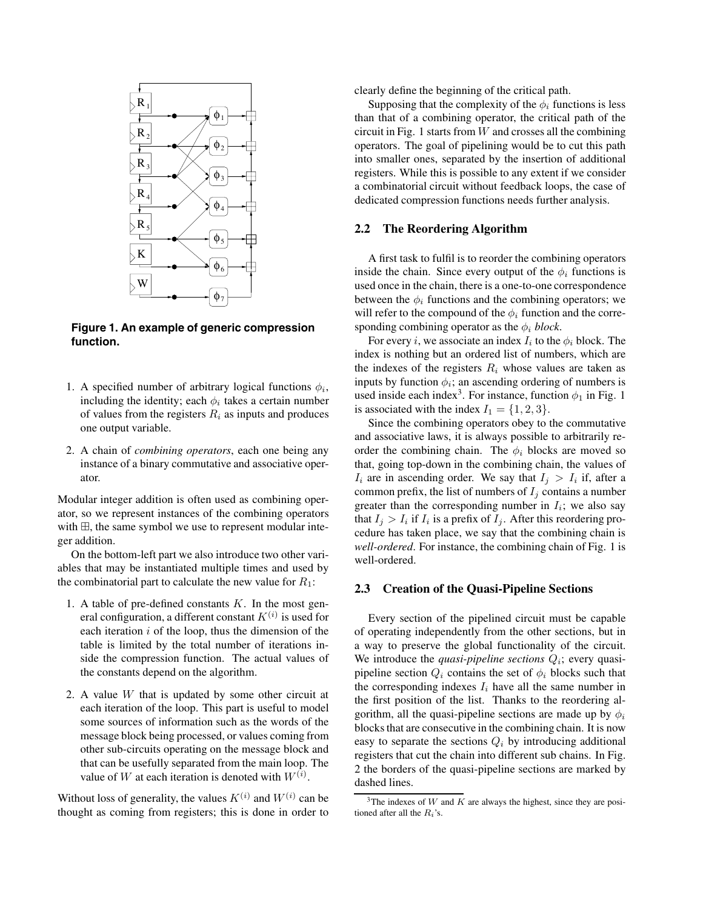**Figure 1. An example of generic compression function.**

1. A specified number of arbitrary logical functions $\phi_i$, including the identity; each $\phi_i$ takes a certain number of values from the registers $R_i$ as inputs and produces one output variable.

2. A chain of *combining operators*, each one being any instance of a binary commutative and associative operator.

Modular integer addition is often used as combining operator, so we represent instances of the combining operators with $\boxplus$, the same symbol we use to represent modular integer addition.

On the bottom-left part we also introduce two other variables that may be instantiated multiple times and used by the combinatorial part to calculate the new value for $R_1$:

1. A table of pre-defined constants $K$. In the most general configuration, a different constant $K^{(i)}$ is used for each iteration $i$ of the loop, thus the dimension of the table is limited by the total number of iterations inside the compression function. The actual values of the constants depend on the algorithm.

2. A value $W$ that is updated by some other circuit at each iteration of the loop. This part is useful to model some sources of information such as the words of the message block being processed, or values coming from other sub-circuits operating on the message block and that can be usefully separated from the main loop. The value of $W$ at each iteration is denoted with $W^{(i)}$.

Without loss of generality, the values $K^{(i)}$ and $W^{(i)}$ can be thought as coming from registers; this is done in order to clearly define the beginning of the critical path.

Supposing that the complexity of the $\phi_i$ functions is less than that of a combining operator, the critical path of the circuit in Fig. 1 starts from $W$ and crosses all the combining operators. The goal of pipelining would be to cut this path into smaller ones, separated by the insertion of additional registers. While this is possible to any extent if we consider a combinatorial circuit without feedback loops, the case of dedicated compression functions needs further analysis.

## 2.2 The Reordering Algorithm

A first task to fulfil is to reorder the combining operators inside the chain. Since every output of the $\phi_i$ functions is used once in the chain, there is a one-to-one correspondence between the $\phi_i$ functions and the combining operators; we will refer to the compound of the $\phi_i$ function and the corresponding combining operator as the $\phi_i$ *block*.

For every $i$, we associate an index $I_i$ to the $\phi_i$ block. The index is nothing but an ordered list of numbers, which are the indexes of the registers $R_i$ whose values are taken as inputs by function $\phi_i$; an ascending ordering of numbers is used inside each index[3]. For instance, function $\phi_1$ in Fig. 1 is associated with the index $I_1 = \{1, 2, 3\}$.

Since the combining operators obey to the commutative and associative laws, it is always possible to arbitrarily reorder the combining chain. The $\phi_i$ blocks are moved so that, going top-down in the combining chain, the values of $I_i$ are in ascending order. We say that $I_j > I_i$ if, after a common prefix, the list of numbers of $I_j$ contains a number greater than the corresponding number in $I_i$; we also say that $I_j > I_i$ if $I_i$ is a prefix of $I_j$. After this reordering procedure has taken place, we say that the combining chain is *well-ordered*. For instance, the combining chain of Fig. 1 is well-ordered.

## 2.3 Creation of the Quasi-Pipeline Sections

Every section of the pipelined circuit must be capable of operating independently from the other sections, but in a way to preserve the global functionality of the circuit. We introduce the *quasi-pipeline sections* $Q_i$; every quasi-pipeline section $Q_i$ contains the set of $\phi_i$ blocks such that the corresponding indexes $I_i$ have all the same number in the first position of the list. Thanks to the reordering algorithm, all the quasi-pipeline sections are made up by $\phi_i$ blocks that are consecutive in the combining chain. It is now easy to separate the sections $Q_i$ by introducing additional registers that cut the chain into different sub chains. In Fig. 2 the borders of the quasi-pipeline sections are marked by dashed lines.

[3] The indexes of $W$ and $K$ are always the highest, since they are positioned after all the $R_i$'s.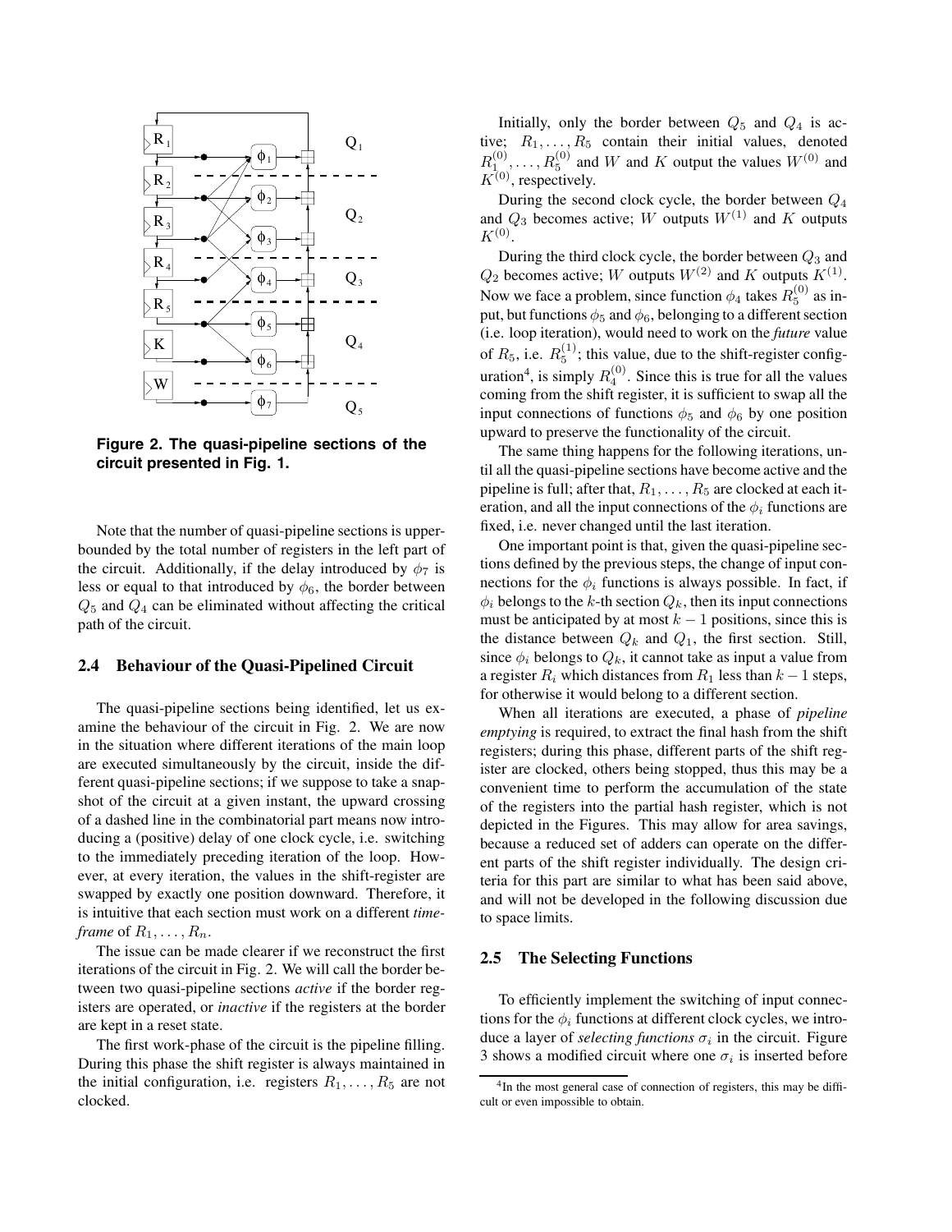**Figure 2. The quasi-pipeline sections of the circuit presented in Fig. 1.**

Note that the number of quasi-pipeline sections is upper-bounded by the total number of registers in the left part of the circuit. Additionally, if the delay introduced by $\phi_7$ is less or equal to that introduced by $\phi_6$, the border between $Q_5$ and $Q_4$ can be eliminated without affecting the critical path of the circuit.

### 2.4 Behaviour of the Quasi-Pipelined Circuit

The quasi-pipeline sections being identified, let us examine the behaviour of the circuit in Fig. 2. We are now in the situation where different iterations of the main loop are executed simultaneously by the circuit, inside the different quasi-pipeline sections; if we suppose to take a snapshot of the circuit at a given instant, the upward crossing of a dashed line in the combinatorial part means now introducing a (positive) delay of one clock cycle, i.e. switching to the immediately preceding iteration of the loop. However, at every iteration, the values in the shift-register are swapped by exactly one position downward. Therefore, it is intuitive that each section must work on a different *time-frame* of $R_1, \ldots, R_n$.

The issue can be made clearer if we reconstruct the first iterations of the circuit in Fig. 2. We will call the border between two quasi-pipeline sections *active* if the border registers are operated, or *inactive* if the registers at the border are kept in a reset state.

The first work-phase of the circuit is the pipeline filling. During this phase the shift register is always maintained in the initial configuration, i.e. registers $R_1, \ldots, R_5$ are not clocked.

Initially, only the border between $Q_5$ and $Q_4$ is active; $R_1, \ldots, R_5$ contain their initial values, denoted $R_1^{(0)}, \ldots, R_5^{(0)}$ and $W$ and $K$ output the values $W^{(0)}$ and $K^{(0)}$, respectively.

During the second clock cycle, the border between $Q_4$ and $Q_3$ becomes active; $W$ outputs $W^{(1)}$ and $K$ outputs $K^{(0)}$.

During the third clock cycle, the border between $Q_3$ and $Q_2$ becomes active; $W$ outputs $W^{(2)}$ and $K$ outputs $K^{(1)}$. Now we face a problem, since function $\phi_4$ takes $R_5^{(0)}$ as input, but functions $\phi_5$ and $\phi_6$, belonging to a different section (i.e. loop iteration), would need to work on the *future* value of $R_5$, i.e. $R_5^{(1)}$; this value, due to the shift-register configuration[4], is simply $R_4^{(0)}$. Since this is true for all the values coming from the shift register, it is sufficient to swap all the input connections of functions $\phi_5$ and $\phi_6$ by one position upward to preserve the functionality of the circuit.

The same thing happens for the following iterations, until all the quasi-pipeline sections have become active and the pipeline is full; after that, $R_1, \ldots, R_5$ are clocked at each iteration, and all the input connections of the $\phi_i$ functions are fixed, i.e. never changed until the last iteration.

One important point is that, given the quasi-pipeline sections defined by the previous steps, the change of input connections for the $\phi_i$ functions is always possible. In fact, if $\phi_i$ belongs to the $k$-th section $Q_k$, then its input connections must be anticipated by at most $k-1$ positions, since this is the distance between $Q_k$ and $Q_1$, the first section. Still, since $\phi_i$ belongs to $Q_k$, it cannot take as input a value from a register $R_i$ which distances from $R_1$ less than $k-1$ steps, for otherwise it would belong to a different section.

When all iterations are executed, a phase of *pipeline emptying* is required, to extract the final hash from the shift registers; during this phase, different parts of the shift register are clocked, others being stopped, thus this may be a convenient time to perform the accumulation of the state of the registers into the partial hash register, which is not depicted in the Figures. This may allow for area savings, because a reduced set of adders can operate on the different parts of the shift register individually. The design criteria for this part are similar to what has been said above, and will not be developed in the following discussion due to space limits.

### 2.5 The Selecting Functions

To efficiently implement the switching of input connections for the $\phi_i$ functions at different clock cycles, we introduce a layer of *selecting functions* $\sigma_i$ in the circuit. Figure 3 shows a modified circuit where one $\sigma_i$ is inserted before

[4] In the most general case of connection of registers, this may be difficult or even impossible to obtain.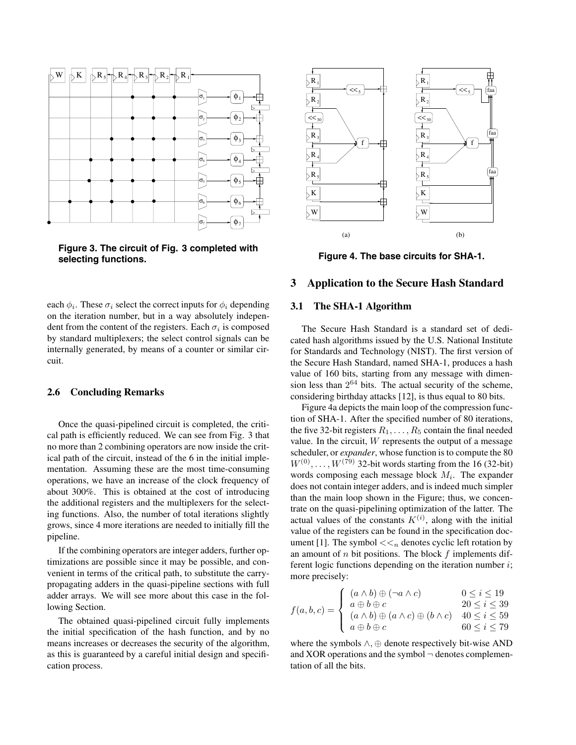Figure 3. The circuit of Fig. 3 completed with selecting functions.

each $\phi_i$. These $\sigma_i$ select the correct inputs for $\phi_i$ depending on the iteration number, but in a way absolutely independent from the content of the registers. Each $\sigma_i$ is composed by standard multiplexers; the select control signals can be internally generated, by means of a counter or similar circuit.

### 2.6 Concluding Remarks

Once the quasi-pipelined circuit is completed, the critical path is efficiently reduced. We can see from Fig. 3 that no more than 2 combining operators are now inside the critical path of the circuit, instead of the 6 in the initial implementation. Assuming these are the most time-consuming operations, we have an increase of the clock frequency of about 300%. This is obtained at the cost of introducing the additional registers and the multiplexers for the selecting functions. Also, the number of total iterations slightly grows, since 4 more iterations are needed to initially fill the pipeline.

If the combining operators are integer adders, further optimizations are possible since it may be possible, and convenient in terms of the critical path, to substitute the carry-propagating adders in the quasi-pipeline sections with full adder arrays. We will see more about this case in the following Section.

The obtained quasi-pipelined circuit fully implements the initial specification of the hash function, and by no means increases or decreases the security of the algorithm, as this is guaranteed by a careful initial design and specification process.

Figure 4. The base circuits for SHA-1.

## 3 Application to the Secure Hash Standard

### 3.1 The SHA-1 Algorithm

The Secure Hash Standard is a standard set of dedicated hash algorithms issued by the U.S. National Institute for Standards and Technology (NIST). The first version of the Secure Hash Standard, named SHA-1, produces a hash value of 160 bits, starting from any message with dimension less than $2^{64}$ bits. The actual security of the scheme, considering birthday attacks [12], is thus equal to 80 bits.

Figure 4a depicts the main loop of the compression function of SHA-1. After the specified number of 80 iterations, the five 32-bit registers $R_1, \ldots, R_5$ contain the final needed value. In the circuit, $W$ represents the output of a message scheduler, or *expander*, whose function is to compute the 80 $W^{(0)}, \ldots, W^{(79)}$ 32-bit words starting from the 16 (32-bit) words composing each message block $M_i$. The expander does not contain integer adders, and is indeed much simpler than the main loop shown in the Figure; thus, we concentrate on the quasi-pipelining optimization of the latter. The actual values of the constants $K^{(i)}$, along with the initial value of the registers can be found in the specification document [1]. The symbol $<<_n$ denotes cyclic left rotation by an amount of $n$ bit positions. The block $f$ implements different logic functions depending on the iteration number $i$; more precisely:

$$f(a,b,c) = \begin{cases} (a \wedge b) \oplus (\neg a \wedge c) & 0 \leq i \leq 19 \\ a \oplus b \oplus c & 20 \leq i \leq 39 \\ (a \wedge b) \oplus (a \wedge c) \oplus (b \wedge c) & 40 \leq i \leq 59 \\ a \oplus b \oplus c & 60 \leq i \leq 79 \end{cases}$$

where the symbols $\wedge, \oplus$ denote respectively bit-wise AND and XOR operations and the symbol $\neg$ denotes complementation of all the bits.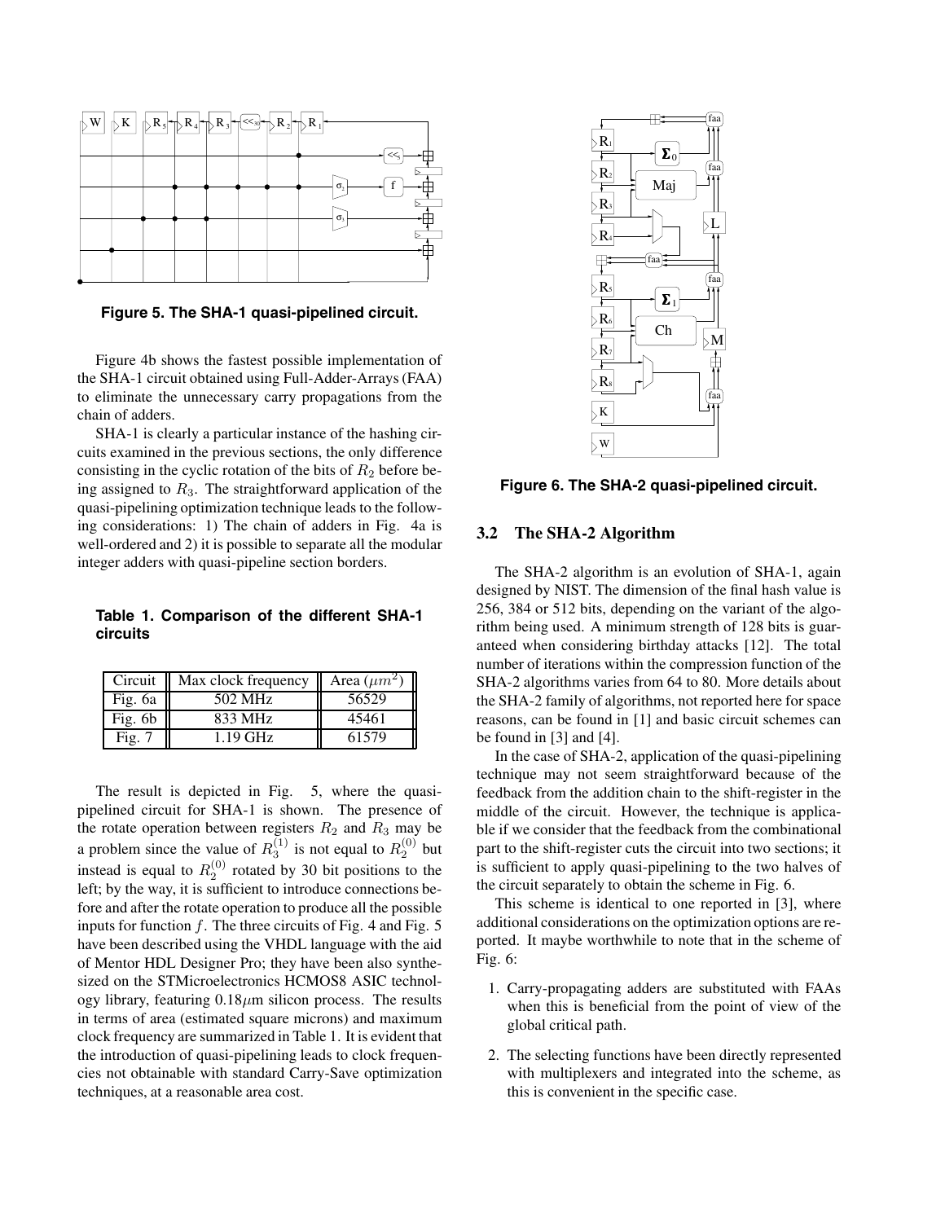**Figure 5. The SHA-1 quasi-pipelined circuit.**

Figure 4b shows the fastest possible implementation of the SHA-1 circuit obtained using Full-Adder-Arrays (FAA) to eliminate the unnecessary carry propagations from the chain of adders.

SHA-1 is clearly a particular instance of the hashing circuits examined in the previous sections, the only difference consisting in the cyclic rotation of the bits of $R_2$ before being assigned to $R_3$. The straightforward application of the quasi-pipelining optimization technique leads to the following considerations: 1) The chain of adders in Fig. 4a is well-ordered and 2) it is possible to separate all the modular integer adders with quasi-pipeline section borders.

**Table 1. Comparison of the different SHA-1 circuits**

| Circuit | Max clock frequency | Area ($\mu m^2$) |
|---|---|---|
| Fig. 6a | 502 MHz | 56529 |
| Fig. 6b | 833 MHz | 45461 |
| Fig. 7 | 1.19 GHz | 61579 |

The result is depicted in Fig. 5, where the quasi-pipelined circuit for SHA-1 is shown. The presence of the rotate operation between registers $R_2$ and $R_3$ may be a problem since the value of $R_3^{(1)}$ is not equal to $R_2^{(0)}$ but instead is equal to $R_2^{(0)}$ rotated by 30 bit positions to the left; by the way, it is sufficient to introduce connections before and after the rotate operation to produce all the possible inputs for function $f$. The three circuits of Fig. 4 and Fig. 5 have been described using the VHDL language with the aid of Mentor HDL Designer Pro; they have been also synthesized on the STMicroelectronics HCMOS8 ASIC technology library, featuring 0.18$\mu$m silicon process. The results in terms of area (estimated square microns) and maximum clock frequency are summarized in Table 1. It is evident that the introduction of quasi-pipelining leads to clock frequencies not obtainable with standard Carry-Save optimization techniques, at a reasonable area cost.

**Figure 6. The SHA-2 quasi-pipelined circuit.**

### 3.2 The SHA-2 Algorithm

The SHA-2 algorithm is an evolution of SHA-1, again designed by NIST. The dimension of the final hash value is 256, 384 or 512 bits, depending on the variant of the algorithm being used. A minimum strength of 128 bits is guaranteed when considering birthday attacks [12]. The total number of iterations within the compression function of the SHA-2 algorithms varies from 64 to 80. More details about the SHA-2 family of algorithms, not reported here for space reasons, can be found in [1] and basic circuit schemes can be found in [3] and [4].

In the case of SHA-2, application of the quasi-pipelining technique may not seem straightforward because of the feedback from the addition chain to the shift-register in the middle of the circuit. However, the technique is applicable if we consider that the feedback from the combinational part to the shift-register cuts the circuit into two sections; it is sufficient to apply quasi-pipelining to the two halves of the circuit separately to obtain the scheme in Fig. 6.

This scheme is identical to one reported in [3], where additional considerations on the optimization options are reported. It maybe worthwhile to note that in the scheme of Fig. 6:

1. Carry-propagating adders are substituted with FAAs when this is beneficial from the point of view of the global critical path.
2. The selecting functions have been directly represented with multiplexers and integrated into the scheme, as this is convenient in the specific case.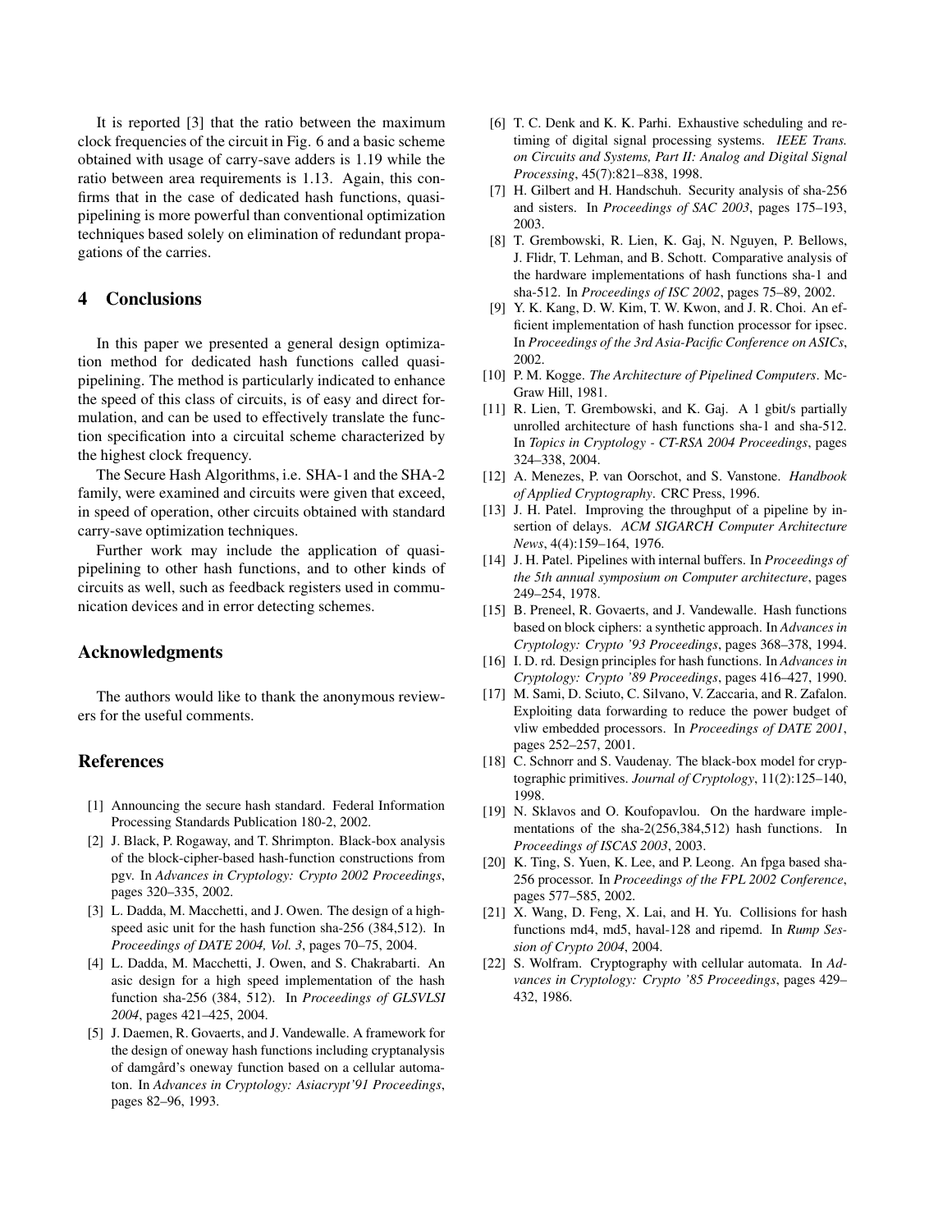It is reported [3] that the ratio between the maximum clock frequencies of the circuit in Fig. 6 and a basic scheme obtained with usage of carry-save adders is 1.19 while the ratio between area requirements is 1.13. Again, this confirms that in the case of dedicated hash functions, quasi-pipelining is more powerful than conventional optimization techniques based solely on elimination of redundant propagations of the carries.

## 4 Conclusions

In this paper we presented a general design optimization method for dedicated hash functions called quasi-pipelining. The method is particularly indicated to enhance the speed of this class of circuits, is of easy and direct formulation, and can be used to effectively translate the function specification into a circuital scheme characterized by the highest clock frequency.

The Secure Hash Algorithms, i.e. SHA-1 and the SHA-2 family, were examined and circuits were given that exceed, in speed of operation, other circuits obtained with standard carry-save optimization techniques.

Further work may include the application of quasi-pipelining to other hash functions, and to other kinds of circuits as well, such as feedback registers used in communication devices and in error detecting schemes.

## Acknowledgments

The authors would like to thank the anonymous reviewers for the useful comments.

## References

[1] Announcing the secure hash standard. Federal Information Processing Standards Publication 180-2, 2002.

[2] J. Black, P. Rogaway, and T. Shrimpton. Black-box analysis of the block-cipher-based hash-function constructions from pgv. In *Advances in Cryptology: Crypto 2002 Proceedings*, pages 320–335, 2002.

[3] L. Dadda, M. Macchetti, and J. Owen. The design of a high-speed asic unit for the hash function sha-256 (384,512). In *Proceedings of DATE 2004, Vol. 3*, pages 70–75, 2004.

[4] L. Dadda, M. Macchetti, J. Owen, and S. Chakrabarti. An asic design for a high speed implementation of the hash function sha-256 (384, 512). In *Proceedings of GLSVLSI 2004*, pages 421–425, 2004.

[5] J. Daemen, R. Govaerts, and J. Vandewalle. A framework for the design of oneway hash functions including cryptanalysis of damgård's oneway function based on a cellular automaton. In *Advances in Cryptology: Asiacrypt'91 Proceedings*, pages 82–96, 1993.

[6] T. C. Denk and K. K. Parhi. Exhaustive scheduling and retiming of digital signal processing systems. *IEEE Trans. on Circuits and Systems, Part II: Analog and Digital Signal Processing*, 45(7):821–838, 1998.

[7] H. Gilbert and H. Handschuh. Security analysis of sha-256 and sisters. In *Proceedings of SAC 2003*, pages 175–193, 2003.

[8] T. Grembowski, R. Lien, K. Gaj, N. Nguyen, P. Bellows, J. Flidr, T. Lehman, and B. Schott. Comparative analysis of the hardware implementations of hash functions sha-1 and sha-512. In *Proceedings of ISC 2002*, pages 75–89, 2002.

[9] Y. K. Kang, D. W. Kim, T. W. Kwon, and J. R. Choi. An efficient implementation of hash function processor for ipsec. In *Proceedings of the 3rd Asia-Pacific Conference on ASICs*, 2002.

[10] P. M. Kogge. *The Architecture of Pipelined Computers*. McGraw Hill, 1981.

[11] R. Lien, T. Grembowski, and K. Gaj. A 1 gbit/s partially unrolled architecture of hash functions sha-1 and sha-512. In *Topics in Cryptology - CT-RSA 2004 Proceedings*, pages 324–338, 2004.

[12] A. Menezes, P. van Oorschot, and S. Vanstone. *Handbook of Applied Cryptography*. CRC Press, 1996.

[13] J. H. Patel. Improving the throughput of a pipeline by insertion of delays. *ACM SIGARCH Computer Architecture News*, 4(4):159–164, 1976.

[14] J. H. Patel. Pipelines with internal buffers. In *Proceedings of the 5th annual symposium on Computer architecture*, pages 249–254, 1978.

[15] B. Preneel, R. Govaerts, and J. Vandewalle. Hash functions based on block ciphers: a synthetic approach. In *Advances in Cryptology: Crypto '93 Proceedings*, pages 368–378, 1994.

[16] I. D. rd. Design principles for hash functions. In *Advances in Cryptology: Crypto '89 Proceedings*, pages 416–427, 1990.

[17] M. Sami, D. Sciuto, C. Silvano, V. Zaccaria, and R. Zafalon. Exploiting data forwarding to reduce the power budget of vliw embedded processors. In *Proceedings of DATE 2001*, pages 252–257, 2001.

[18] C. Schnorr and S. Vaudenay. The black-box model for cryptographic primitives. *Journal of Cryptology*, 11(2):125–140, 1998.

[19] N. Sklavos and O. Koufopavlou. On the hardware implementations of the sha-2(256,384,512) hash functions. In *Proceedings of ISCAS 2003*, 2003.

[20] K. Ting, S. Yuen, K. Lee, and P. Leong. An fpga based sha-256 processor. In *Proceedings of the FPL 2002 Conference*, pages 577–585, 2002.

[21] X. Wang, D. Feng, X. Lai, and H. Yu. Collisions for hash functions md4, md5, haval-128 and ripemd. In *Rump Session of Crypto 2004*, 2004.

[22] S. Wolfram. Cryptography with cellular automata. In *Advances in Cryptology: Crypto '85 Proceedings*, pages 429–432, 1986.